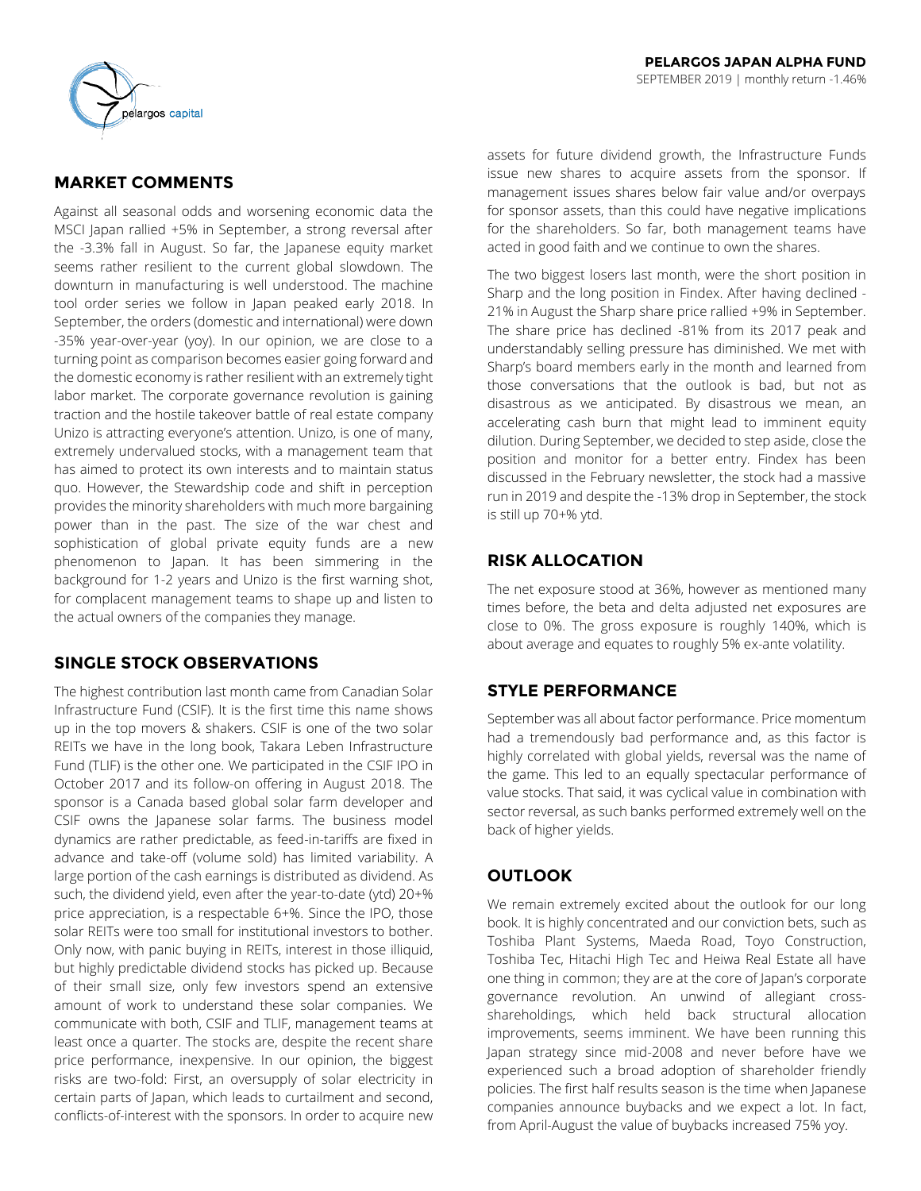**PELARGOS JAPAN ALPHA FUND**

SEPTEMBER 2019 | monthly return -1.46%

## MARKET COMMENTS

Against all seasonal odds and worsening economic data the MSCI Japan rallied +5% in September, a strong reversal after the -3.3% fall in August. So far, the Japanese equity market seems rather resilient to the current global slowdown. The downturn in manufacturing is well understood. The machine tool order series we follow in Japan peaked early 2018. In September, the orders (domestic and international) were down -35% year-over-year (yoy). In our opinion, we are close to a turning point as comparison becomes easier going forward and the domestic economy is rather resilient with an extremely tight labor market. The corporate governance revolution is gaining traction and the hostile takeover battle of real estate company Unizo is attracting everyone's attention. Unizo, is one of many, extremely undervalued stocks, with a management team that has aimed to protect its own interests and to maintain status quo. However, the Stewardship code and shift in perception provides the minority shareholders with much more bargaining power than in the past. The size of the war chest and sophistication of global private equity funds are a new phenomenon to Japan. It has been simmering in the background for 1-2 years and Unizo is the first warning shot, for complacent management teams to shape up and listen to the actual owners of the companies they manage.

## SINGLE STOCK OBSERVATIONS

The highest contribution last month came from Canadian Solar Infrastructure Fund (CSIF). It is the first time this name shows up in the top movers & shakers. CSIF is one of the two solar REITs we have in the long book, Takara Leben Infrastructure Fund (TLIF) is the other one. We participated in the CSIF IPO in October 2017 and its follow-on offering in August 2018. The sponsor is a Canada based global solar farm developer and CSIF owns the Japanese solar farms. The business model dynamics are rather predictable, as feed-in-tariffs are fixed in advance and take-off (volume sold) has limited variability. A large portion of the cash earnings is distributed as dividend. As such, the dividend yield, even after the year-to-date (ytd) 20+% price appreciation, is a respectable 6+%. Since the IPO, those solar REITs were too small for institutional investors to bother. Only now, with panic buying in REITs, interest in those illiquid, but highly predictable dividend stocks has picked up. Because of their small size, only few investors spend an extensive amount of work to understand these solar companies. We communicate with both, CSIF and TLIF, management teams at least once a quarter. The stocks are, despite the recent share price performance, inexpensive. In our opinion, the biggest risks are two-fold: First, an oversupply of solar electricity in certain parts of Japan, which leads to curtailment and second, conflicts-of-interest with the sponsors. In order to acquire new assets for future dividend growth, the Infrastructure Funds issue new shares to acquire assets from the sponsor. If management issues shares below fair value and/or overpays for sponsor assets, than this could have negative implications for the shareholders. So far, both management teams have acted in good faith and we continue to own the shares.

The two biggest losers last month, were the short position in Sharp and the long position in Findex. After having declined -21% in August the Sharp share price rallied +9% in September. The share price has declined -81% from its 2017 peak and understandably selling pressure has diminished. We met with Sharp's board members early in the month and learned from those conversations that the outlook is bad, but not as disastrous as we anticipated. By disastrous we mean, an accelerating cash burn that might lead to imminent equity dilution. During September, we decided to step aside, close the position and monitor for a better entry. Findex has been discussed in the February newsletter, the stock had a massive run in 2019 and despite the -13% drop in September, the stock is still up 70+% ytd.

## RISK ALLOCATION

The net exposure stood at 36%, however as mentioned many times before, the beta and delta adjusted net exposures are close to 0%. The gross exposure is roughly 140%, which is about average and equates to roughly 5% ex-ante volatility.

## STYLE PERFORMANCE

September was all about factor performance. Price momentum had a tremendously bad performance and, as this factor is highly correlated with global yields, reversal was the name of the game. This led to an equally spectacular performance of value stocks. That said, it was cyclical value in combination with sector reversal, as such banks performed extremely well on the back of higher yields.

## OUTLOOK

We remain extremely excited about the outlook for our long book. It is highly concentrated and our conviction bets, such as Toshiba Plant Systems, Maeda Road, Toyo Construction, Toshiba Tec, Hitachi High Tec and Heiwa Real Estate all have one thing in common; they are at the core of Japan's corporate governance revolution. An unwind of allegiant cross-shareholdings, which held back structural allocation improvements, seems imminent. We have been running this Japan strategy since mid-2008 and never before have we experienced such a broad adoption of shareholder friendly policies. The first half results season is the time when Japanese companies announce buybacks and we expect a lot. In fact, from April-August the value of buybacks increased 75% yoy.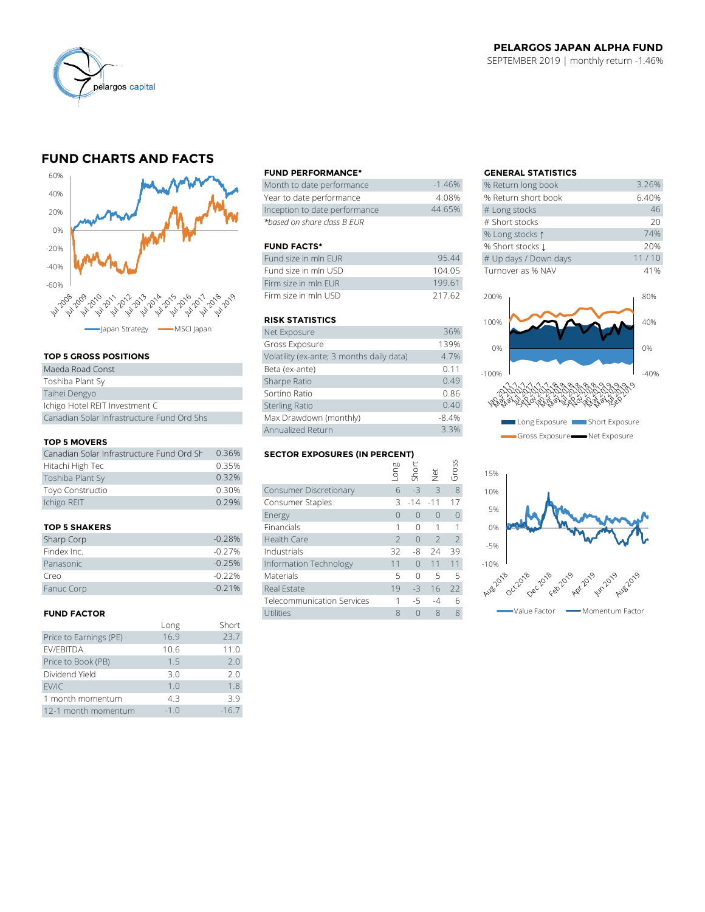**PELARGOS JAPAN ALPHA FUND**

SEPTEMBER 2019 | monthly return -1.46%

## FUND CHARTS AND FACTS

60%
40%
20%
0%
-20%
-40%
-60%

Jul 2008 Jul 2009 Jul 2010 Jul 2011 Jul 2012 Jul 2013 Jul 2014 Jul 2015 Jul 2016 Jul 2017 Jul 2018 Jul 2019

Japan Strategy — MSCI Japan

### FUND PERFORMANCE*

| | |
|---|---|
| Month to date performance | -1.46% |
| Year to date performance | 4.08% |
| Inception to date performance | 44.65% |

*based on share class B EUR

### FUND FACTS*

| | |
|---|---|
| Fund size in mln EUR | 95.44 |
| Fund size in mln USD | 104.05 |
| Firm size in mln EUR | 199.61 |
| Firm size in mln USD | 217.62 |

### GENERAL STATISTICS

| | |
|---|---|
| % Return long book | 3.26% |
| % Return short book | 6.40% |
| # Long stocks | 46 |
| # Short stocks | 20 |
| % Long stocks ↑ | 74% |
| % Short stocks ↓ | 20% |
| # Up days / Down days | 11 / 10 |
| Turnover as % NAV | 41% |

200% 100% 0% -100% | 80% 40% 0% -40%

Jan 2017 Mar 2017 May 2017 Jul 2017 Sep 2017 Nov 2017 Jan 2018 Mar 2018 May 2018 Jul 2018 Sep 2018 Nov 2018 Jan 2019 Mar 2019 May 2019 Jul 2019 Sep 2019

Long Exposure — Short Exposure — Gross Exposure — Net Exposure

### TOP 5 GROSS POSITIONS

| |
|---|
| Maeda Road Const |
| Toshiba Plant Sy |
| Taihei Dengyo |
| Ichigo Hotel REIT Investment C |
| Canadian Solar Infrastructure Fund Ord Shs |

### RISK STATISTICS

| | |
|---|---|
| Net Exposure | 36% |
| Gross Exposure | 139% |
| Volatility (ex-ante; 3 months daily data) | 4.7% |
| Beta (ex-ante) | 0.11 |
| Sharpe Ratio | 0.49 |
| Sortino Ratio | 0.86 |
| Sterling Ratio | 0.40 |
| Max Drawdown (monthly) | -8.4% |
| Annualized Return | 3.3% |

### TOP 5 MOVERS

| | |
|---|---|
| Canadian Solar Infrastructure Fund Ord Sh | 0.36% |
| Hitachi High Tec | 0.35% |
| Toshiba Plant Sy | 0.32% |
| Toyo Constructio | 0.30% |
| Ichigo REIT | 0.29% |

### TOP 5 SHAKERS

| | |
|---|---|
| Sharp Corp | -0.28% |
| Findex Inc. | -0.27% |
| Panasonic | -0.25% |
| Creo | -0.22% |
| Fanuc Corp | -0.21% |

### SECTOR EXPOSURES (IN PERCENT)

| | Long | Short | Net | Gross |
|---|---|---|---|---|
| Consumer Discretionary | 6 | -3 | 3 | 8 |
| Consumer Staples | 3 | -14 | -11 | 17 |
| Energy | 0 | 0 | 0 | 0 |
| Financials | 1 | 0 | 1 | 1 |
| Health Care | 2 | 0 | 2 | 2 |
| Industrials | 32 | -8 | 24 | 39 |
| Information Technology | 11 | 0 | 11 | 11 |
| Materials | 5 | 0 | 5 | 5 |
| Real Estate | 19 | -3 | 16 | 22 |
| Telecommunication Services | 1 | -5 | -4 | 6 |
| Utilities | 8 | 0 | 8 | 8 |

15%
10%
5%
0%
-5%
-10%

Aug 2018 Oct 2018 Dec 2018 Feb 2019 Apr 2019 Jun 2019 Aug 2019

Value Factor — Momentum Factor

### FUND FACTOR

| | Long | Short |
|---|---|---|
| Price to Earnings (PE) | 16.9 | 23.7 |
| EV/EBITDA | 10.6 | 11.0 |
| Price to Book (PB) | 1.5 | 2.0 |
| Dividend Yield | 3.0 | 2.0 |
| EV/IC | 1.0 | 1.8 |
| 1 month momentum | 4.3 | 3.9 |
| 12-1 month momentum | -1.0 | -16.7 |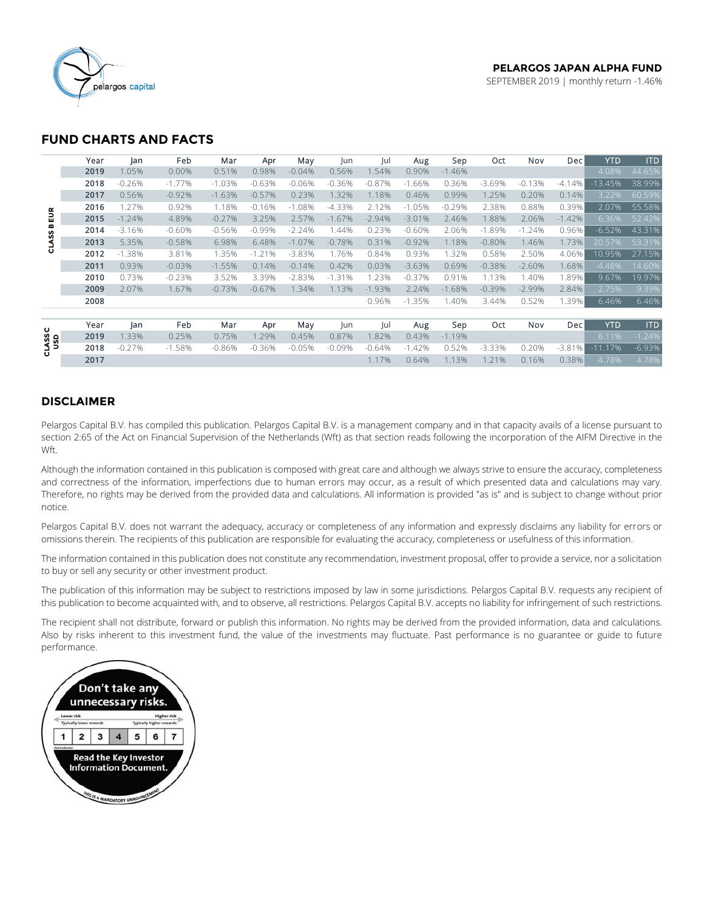**PELARGOS JAPAN ALPHA FUND**
SEPTEMBER 2019 | monthly return -1.46%

## FUND CHARTS AND FACTS

**CLASS B EUR**

| Year | Jan | Feb | Mar | Apr | May | Jun | Jul | Aug | Sep | Oct | Nov | Dec | YTD | ITD |
|---|---|---|---|---|---|---|---|---|---|---|---|---|---|---|
| 2019 | 1.05% | 0.00% | 0.51% | 0.98% | -0.04% | 0.56% | 1.54% | 0.90% | -1.46% | | | | 4.08% | 44.65% |
| 2018 | -0.26% | -1.77% | -1.03% | -0.63% | -0.06% | -0.36% | -0.87% | -1.66% | 0.36% | -3.69% | -0.13% | -4.14% | -13.45% | 38.99% |
| 2017 | 0.56% | -0.92% | -1.63% | -0.57% | 0.23% | 1.32% | 1.18% | 0.46% | 0.99% | 1.25% | 0.20% | 0.14% | 3.22% | 60.59% |
| 2016 | 1.27% | 0.92% | 1.18% | -0.16% | -1.08% | -4.33% | 2.12% | -1.05% | -0.29% | 2.38% | 0.88% | 0.39% | 2.07% | 55.58% |
| 2015 | -1.24% | 4.89% | -0.27% | 3.25% | 2.57% | -1.67% | -2.94% | -3.01% | 2.46% | 1.88% | 2.06% | -1.42% | 6.36% | 52.42% |
| 2014 | -3.16% | -0.60% | -0.56% | -0.99% | -2.24% | 1.44% | 0.23% | -0.60% | 2.06% | -1.89% | -1.24% | 0.96% | -6.52% | 43.31% |
| 2013 | 5.35% | -0.58% | 6.98% | 6.48% | -1.07% | -0.78% | 0.31% | -0.92% | 1.18% | -0.80% | 1.46% | 1.73% | 20.57% | 53.31% |
| 2012 | -1.38% | 3.81% | 1.35% | -1.21% | -3.83% | 1.76% | 0.84% | 0.93% | 1.32% | 0.58% | 2.50% | 4.06% | 10.95% | 27.15% |
| 2011 | 0.93% | -0.03% | -1.55% | 0.14% | -0.14% | 0.42% | 0.03% | -3.63% | 0.69% | -0.38% | -2.60% | 1.68% | -4.48% | 14.60% |
| 2010 | 0.73% | -0.23% | 3.52% | 3.39% | -2.83% | -1.31% | 1.23% | -0.37% | 0.91% | 1.13% | 1.40% | 1.89% | 9.67% | 19.97% |
| 2009 | 2.07% | 1.67% | -0.73% | -0.67% | 1.34% | 1.13% | -1.93% | 2.24% | -1.68% | -0.39% | -2.99% | 2.84% | 2.75% | 9.39% |
| 2008 | | | | | | | 0.96% | -1.35% | 1.40% | 3.44% | 0.52% | 1.39% | 6.46% | 6.46% |

**CLASS C USD**

| Year | Jan | Feb | Mar | Apr | May | Jun | Jul | Aug | Sep | Oct | Nov | Dec | YTD | ITD |
|---|---|---|---|---|---|---|---|---|---|---|---|---|---|---|
| 2019 | 1.33% | 0.25% | 0.75% | 1.29% | 0.45% | 0.87% | 1.82% | 0.43% | -1.19% | | | | 6.11% | -1.24% |
| 2018 | -0.27% | -1.58% | -0.86% | -0.36% | -0.05% | -0.09% | -0.64% | -1.42% | 0.52% | -3.33% | 0.20% | -3.81% | -11.17% | -6.93% |
| 2017 | | | | | | | 1.17% | 0.64% | 1.13% | 1.21% | 0.16% | 0.38% | 4.78% | 4.78% |

## DISCLAIMER

Pelargos Capital B.V. has compiled this publication. Pelargos Capital B.V. is a management company and in that capacity avails of a license pursuant to section 2:65 of the Act on Financial Supervision of the Netherlands (Wft) as that section reads following the incorporation of the AIFM Directive in the Wft.

Although the information contained in this publication is composed with great care and although we always strive to ensure the accuracy, completeness and correctness of the information, imperfections due to human errors may occur, as a result of which presented data and calculations may vary. Therefore, no rights may be derived from the provided data and calculations. All information is provided "as is" and is subject to change without prior notice.

Pelargos Capital B.V. does not warrant the adequacy, accuracy or completeness of any information and expressly disclaims any liability for errors or omissions therein. The recipients of this publication are responsible for evaluating the accuracy, completeness or usefulness of this information.

The information contained in this publication does not constitute any recommendation, investment proposal, offer to provide a service, nor a solicitation to buy or sell any security or other investment product.

The publication of this information may be subject to restrictions imposed by law in some jurisdictions. Pelargos Capital B.V. requests any recipient of this publication to become acquainted with, and to observe, all restrictions. Pelargos Capital B.V. accepts no liability for infringement of such restrictions.

The recipient shall not distribute, forward or publish this information. No rights may be derived from the provided information, data and calculations. Also by risks inherent to this investment fund, the value of the investments may fluctuate. Past performance is no guarantee or guide to future performance.

Don't take any unnecessary risks.

Lower risk — Higher risk
Typically lower rewards — Typically higher rewards
1 2 3 4 5 6 7
risk indicator

Read the Key Investor Information Document.

THIS IS A MANDATORY ANNOUNCEMENT